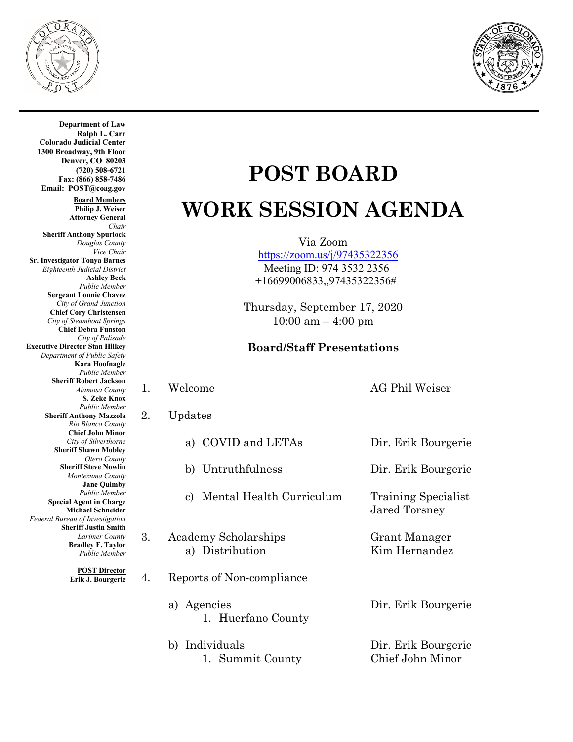**Department of Law**
**Ralph L. Carr**
**Colorado Judicial Center**
**1300 Broadway, 9th Floor**
**Denver, CO 80203**
**(720) 508-6721**
**Fax: (866) 858-7486**
**Email: POST@coag.gov**

**Board Members**

**Philip J. Weiser**
**Attorney General**
*Chair*

**Sheriff Anthony Spurlock**
*Douglas County*
*Vice Chair*

**Sr. Investigator Tonya Barnes**
*Eighteenth Judicial District*

**Ashley Beck**
*Public Member*

**Sergeant Lonnie Chavez**
*City of Grand Junction*

**Chief Cory Christensen**
*City of Steamboat Springs*

**Chief Debra Funston**
*City of Palisade*

**Executive Director Stan Hilkey**
*Department of Public Safety*

**Kara Hoofnagle**
*Public Member*

**Sheriff Robert Jackson**
*Alamosa County*

**S. Zeke Knox**
*Public Member*

**Sheriff Anthony Mazzola**
*Rio Blanco County*

**Chief John Minor**
*City of Silverthorne*

**Sheriff Shawn Mobley**
*Otero County*

**Sheriff Steve Nowlin**
*Montezuma County*

**Jane Quimby**
*Public Member*

**Special Agent in Charge Michael Schneider**
*Federal Bureau of Investigation*

**Sheriff Justin Smith**
*Larimer County*

**Bradley F. Taylor**
*Public Member*

**POST Director**
**Erik J. Bourgerie**

# POST BOARD

# WORK SESSION AGENDA

Via Zoom
https://zoom.us/j/97435322356
Meeting ID: 974 3532 2356
+16699006833,,97435322356#

Thursday, September 17, 2020
10:00 am – 4:00 pm

## Board/Staff Presentations

1. Welcome — AG Phil Weiser
2. Updates
   - a) COVID and LETAs — Dir. Erik Bourgerie
   - b) Untruthfulness — Dir. Erik Bourgerie
   - c) Mental Health Curriculum — Training Specialist Jared Torsney
3. Academy Scholarships — Grant Manager Kim Hernandez
   - a) Distribution
4. Reports of Non-compliance
   - a) Agencies — Dir. Erik Bourgerie
     1. Huerfano County
   - b) Individuals — Dir. Erik Bourgerie, Chief John Minor
     1. Summit County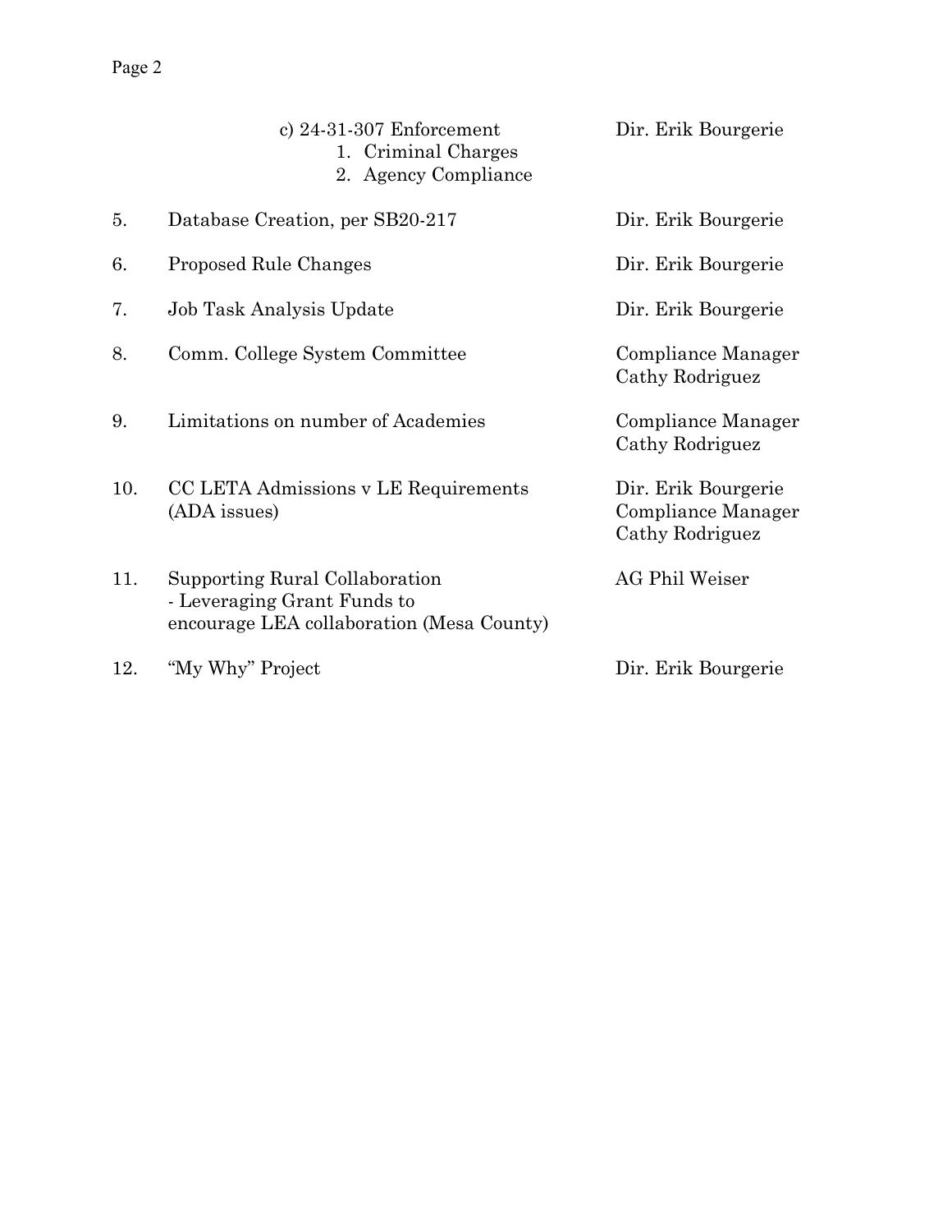c) 24-31-307 Enforcement — Dir. Erik Bourgerie
1. Criminal Charges
2. Agency Compliance

| | | |
|---|---|---|
| 5. | Database Creation, per SB20-217 | Dir. Erik Bourgerie |
| 6. | Proposed Rule Changes | Dir. Erik Bourgerie |
| 7. | Job Task Analysis Update | Dir. Erik Bourgerie |
| 8. | Comm. College System Committee | Compliance Manager Cathy Rodriguez |
| 9. | Limitations on number of Academies | Compliance Manager Cathy Rodriguez |
| 10. | CC LETA Admissions v LE Requirements (ADA issues) | Dir. Erik Bourgerie<br>Compliance Manager Cathy Rodriguez |
| 11. | Supporting Rural Collaboration<br>- Leveraging Grant Funds to encourage LEA collaboration (Mesa County) | AG Phil Weiser |
| 12. | "My Why" Project | Dir. Erik Bourgerie |